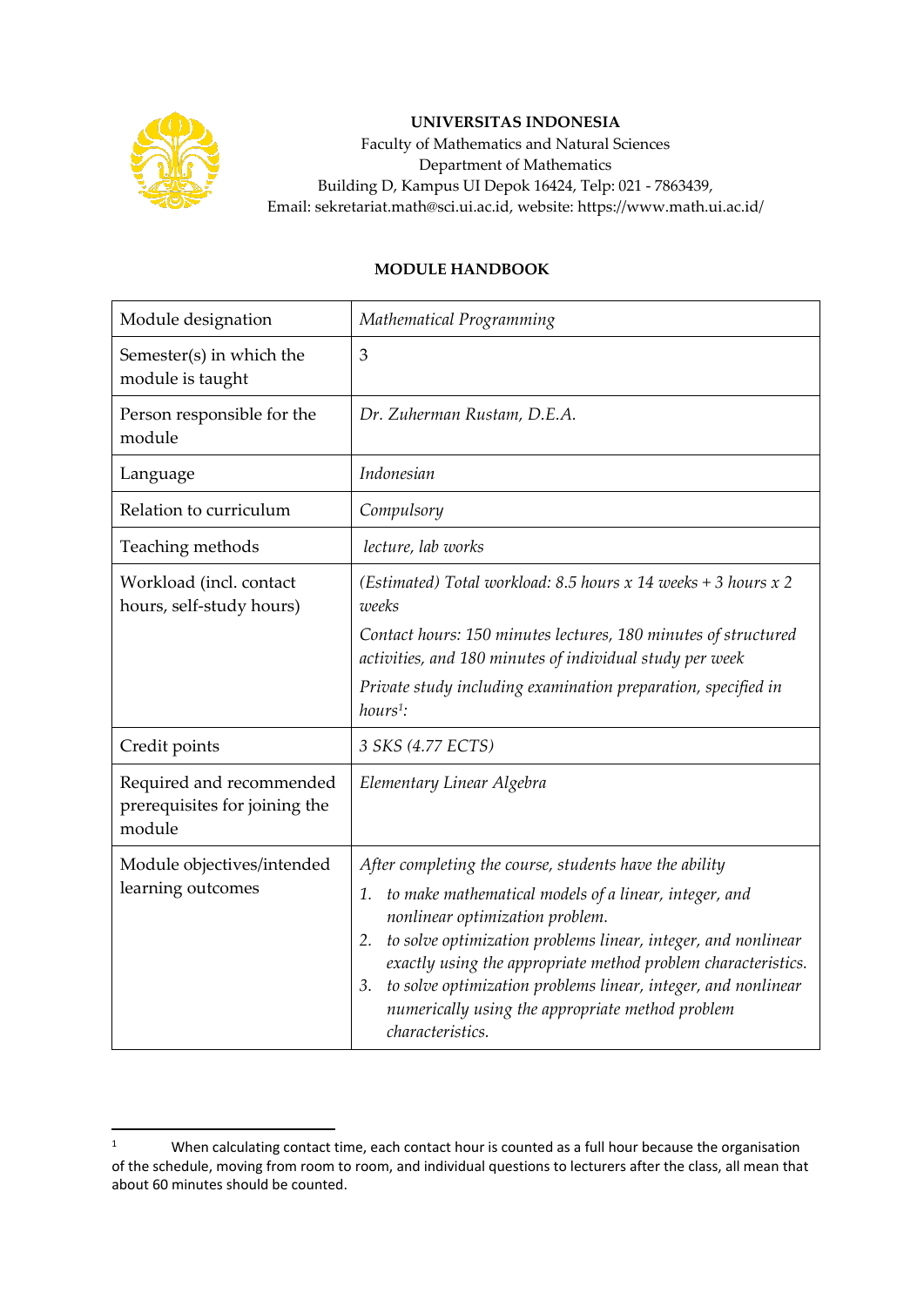**UNIVERSITAS INDONESIA**
Faculty of Mathematics and Natural Sciences
Department of Mathematics
Building D, Kampus UI Depok 16424, Telp: 021 - 7863439,
Email: sekretariat.math@sci.ui.ac.id, website: https://www.math.ui.ac.id/

**MODULE HANDBOOK**

| Module designation | *Mathematical Programming* |
|---|---|
| Semester(s) in which the module is taught | 3 |
| Person responsible for the module | *Dr. Zuherman Rustam, D.E.A.* |
| Language | *Indonesian* |
| Relation to curriculum | *Compulsory* |
| Teaching methods | *lecture, lab works* |
| Workload (incl. contact hours, self-study hours) | *(Estimated) Total workload: 8.5 hours x 14 weeks + 3 hours x 2 weeks*<br>*Contact hours: 150 minutes lectures, 180 minutes of structured activities, and 180 minutes of individual study per week*<br>*Private study including examination preparation, specified in hours[1]:* |
| Credit points | *3 SKS (4.77 ECTS)* |
| Required and recommended prerequisites for joining the module | *Elementary Linear Algebra* |
| Module objectives/intended learning outcomes | *After completing the course, students have the ability*<br>1. *to make mathematical models of a linear, integer, and nonlinear optimization problem.*<br>2. *to solve optimization problems linear, integer, and nonlinear exactly using the appropriate method problem characteristics.*<br>3. *to solve optimization problems linear, integer, and nonlinear numerically using the appropriate method problem characteristics.* |

[1] When calculating contact time, each contact hour is counted as a full hour because the organisation of the schedule, moving from room to room, and individual questions to lecturers after the class, all mean that about 60 minutes should be counted.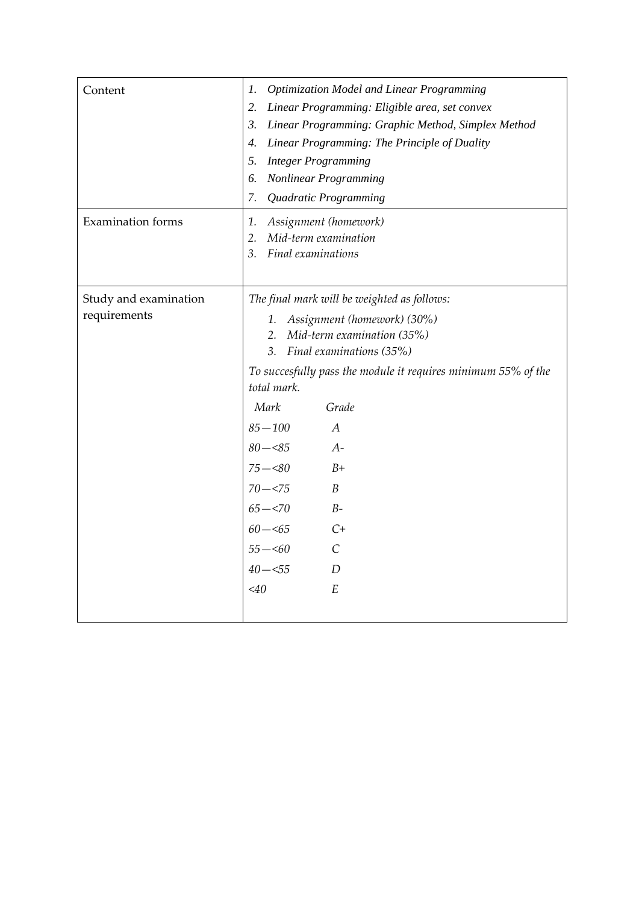| | |
|---|---|
| Content | 1. *Optimization Model and Linear Programming*<br>2. *Linear Programming: Eligible area, set convex*<br>3. *Linear Programming: Graphic Method, Simplex Method*<br>4. *Linear Programming: The Principle of Duality*<br>5. *Integer Programming*<br>6. *Nonlinear Programming*<br>7. *Quadratic Programming* |
| Examination forms | 1. *Assignment (homework)*<br>2. *Mid-term examination*<br>3. *Final examinations* |
| Study and examination requirements | *The final mark will be weighted as follows:*<br>1. *Assignment (homework) (30%)*<br>2. *Mid-term examination (35%)*<br>3. *Final examinations (35%)*<br><br>*To succesfully pass the module it requires minimum 55% of the total mark.*<br><br>*Mark* — *Grade*<br>*85 — 100* — *A*<br>*80 — <85* — *A-*<br>*75 — <80* — *B+*<br>*70 — <75* — *B*<br>*65 — <70* — *B-*<br>*60 — <65* — *C+*<br>*55 — <60* — *C*<br>*40 — <55* — *D*<br>*<40* — *E* |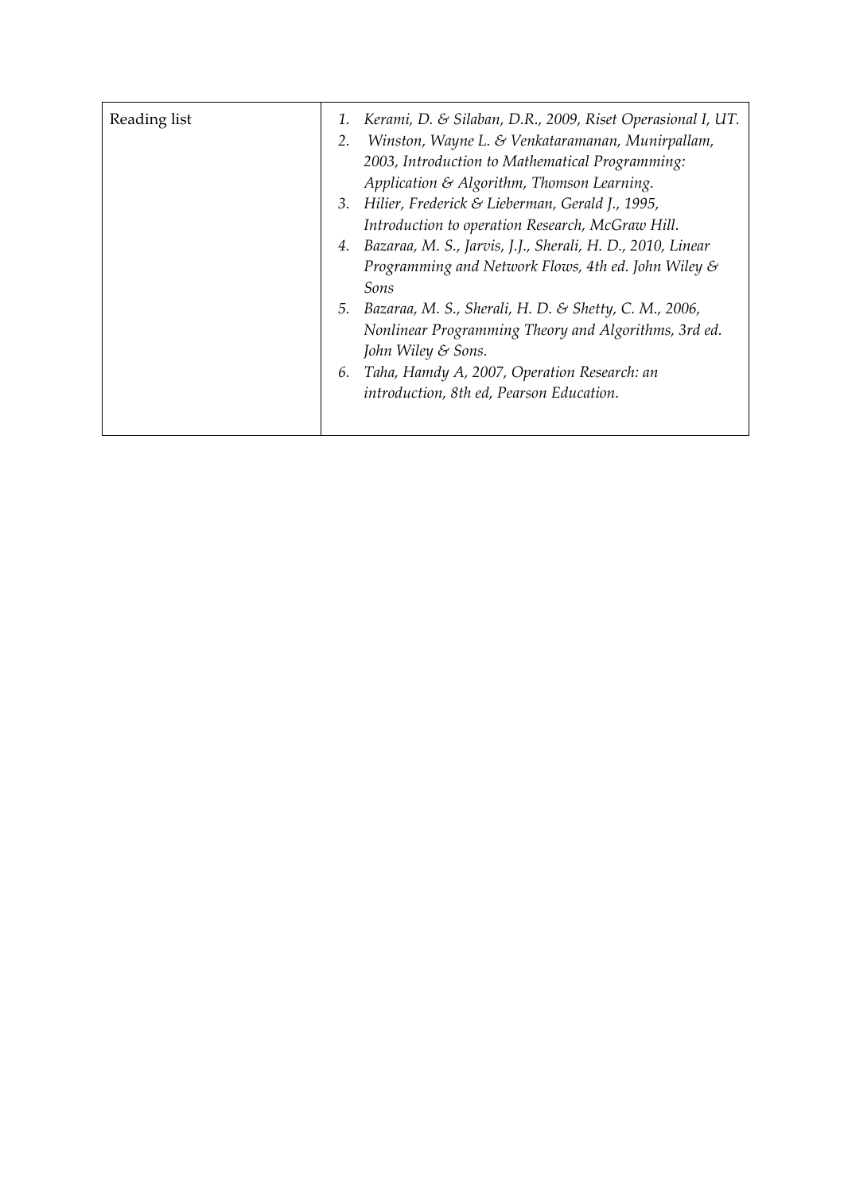| | |
|---|---|
| Reading list | 1. *Kerami, D. & Silaban, D.R., 2009, Riset Operasional I, UT.*<br>2. *Winston, Wayne L. & Venkataramanan, Munirpallam, 2003, Introduction to Mathematical Programming: Application & Algorithm, Thomson Learning.*<br>3. *Hilier, Frederick & Lieberman, Gerald J., 1995, Introduction to operation Research, McGraw Hill.*<br>4. *Bazaraa, M. S., Jarvis, J.J., Sherali, H. D., 2010, Linear Programming and Network Flows, 4th ed. John Wiley & Sons*<br>5. *Bazaraa, M. S., Sherali, H. D. & Shetty, C. M., 2006, Nonlinear Programming Theory and Algorithms, 3rd ed. John Wiley & Sons.*<br>6. *Taha, Hamdy A, 2007, Operation Research: an introduction, 8th ed, Pearson Education.* |